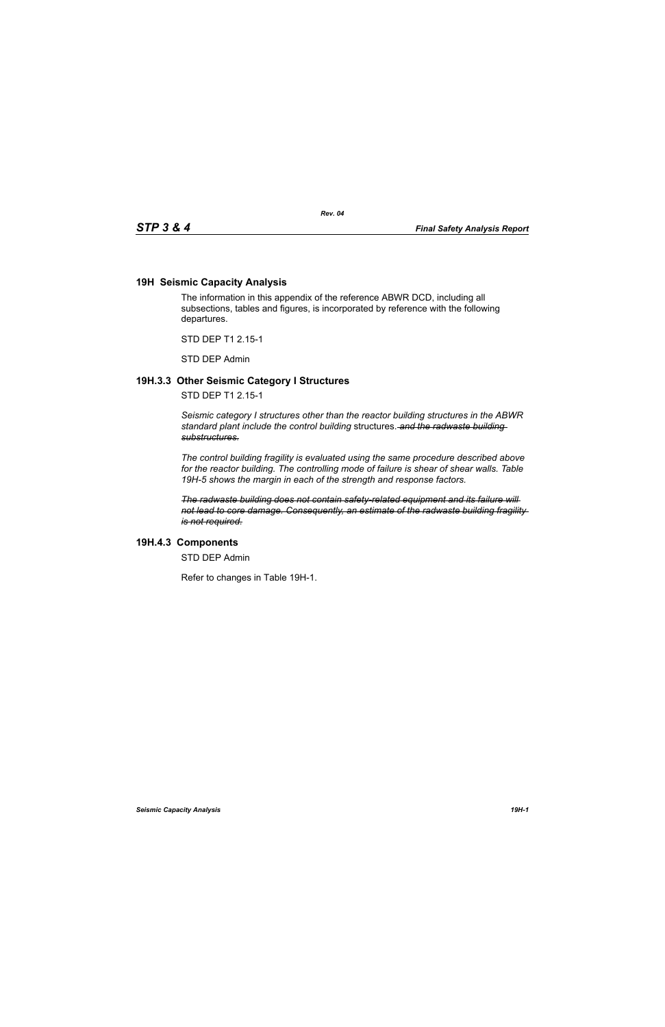## 19H Seismic Capacity Analysis

The information in this appendix of the reference ABWR DCD, including all subsections, tables and figures, is incorporated by reference with the following departures.

STD DEP T1 2.15-1

STD DEP Admin

### 19H.3.3 Other Seismic Category I Structures

STD DEP T1 2.15-1

*Seismic category I structures other than the reactor building structures in the ABWR standard plant include the control building* structures. ~~*and the radwaste building substructures.*~~

*The control building fragility is evaluated using the same procedure described above for the reactor building. The controlling mode of failure is shear of shear walls. Table 19H-5 shows the margin in each of the strength and response factors.*

~~*The radwaste building does not contain safety-related equipment and its failure will not lead to core damage. Consequently, an estimate of the radwaste building fragility is not required.*~~

### 19H.4.3 Components

STD DEP Admin

Refer to changes in Table 19H-1.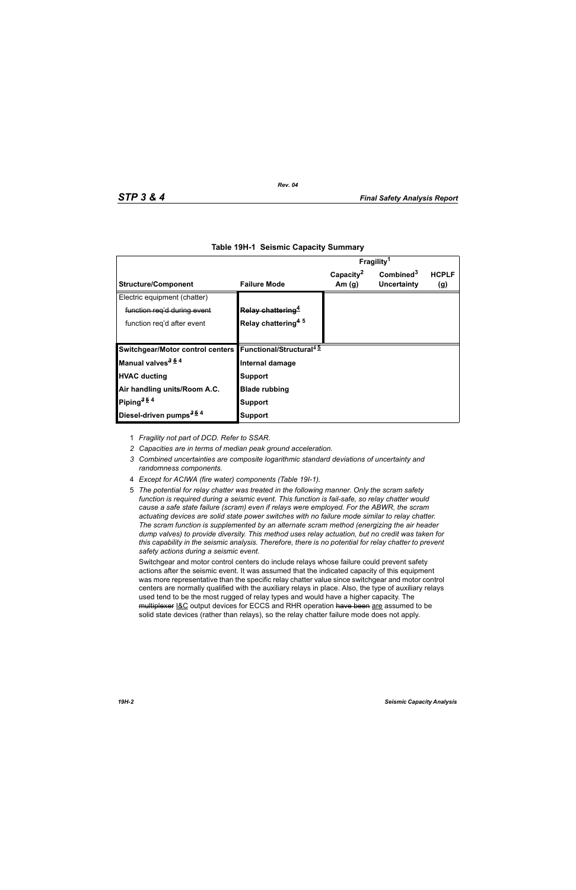**Table 19H-1 Seismic Capacity Summary**

| | | Fragility[1] | | |
|---|---|---|---|---|
| **Structure/Component** | **Failure Mode** | **Capacity[2] Am (g)** | **Combined[3] Uncertainty** | **HCPLF (g)** |
| Electric equipment (chatter) | | | | |
| ~~function req'd during event~~ | ~~**Relay chattering**~~[4] | | | |
| function req'd after event | **Relay chattering**[4 5] | | | |
| **Switchgear/Motor control centers** | **Functional/Structural**[4 5] | | | |
| **Manual valves**[3 5 4] | **Internal damage** | | | |
| **HVAC ducting** | **Support** | | | |
| **Air handling units/Room A.C.** | **Blade rubbing** | | | |
| **Piping**[3 5 4] | **Support** | | | |
| **Diesel-driven pumps**[3 5 4] | **Support** | | | |

1 *Fragility not part of DCD. Refer to SSAR.*

2 *Capacities are in terms of median peak ground acceleration.*

3 *Combined uncertainties are composite logarithmic standard deviations of uncertainty and randomness components.*

4 *Except for ACIWA (fire water) components (Table 19I-1).*

5 *The potential for relay chatter was treated in the following manner. Only the scram safety function is required during a seismic event. This function is fail-safe, so relay chatter would cause a safe state failure (scram) even if relays were employed. For the ABWR, the scram actuating devices are solid state power switches with no failure mode similar to relay chatter. The scram function is supplemented by an alternate scram method (energizing the air header dump valves) to provide diversity. This method uses relay actuation, but no credit was taken for this capability in the seismic analysis. Therefore, there is no potential for relay chatter to prevent safety actions during a seismic event.*

Switchgear and motor control centers do include relays whose failure could prevent safety actions after the seismic event. It was assumed that the indicated capacity of this equipment was more representative than the specific relay chatter value since switchgear and motor control centers are normally qualified with the auxiliary relays in place. Also, the type of auxiliary relays used tend to be the most rugged of relay types and would have a higher capacity. The ~~multiplexer~~ I&C output devices for ECCS and RHR operation ~~have been~~ are assumed to be solid state devices (rather than relays), so the relay chatter failure mode does not apply.